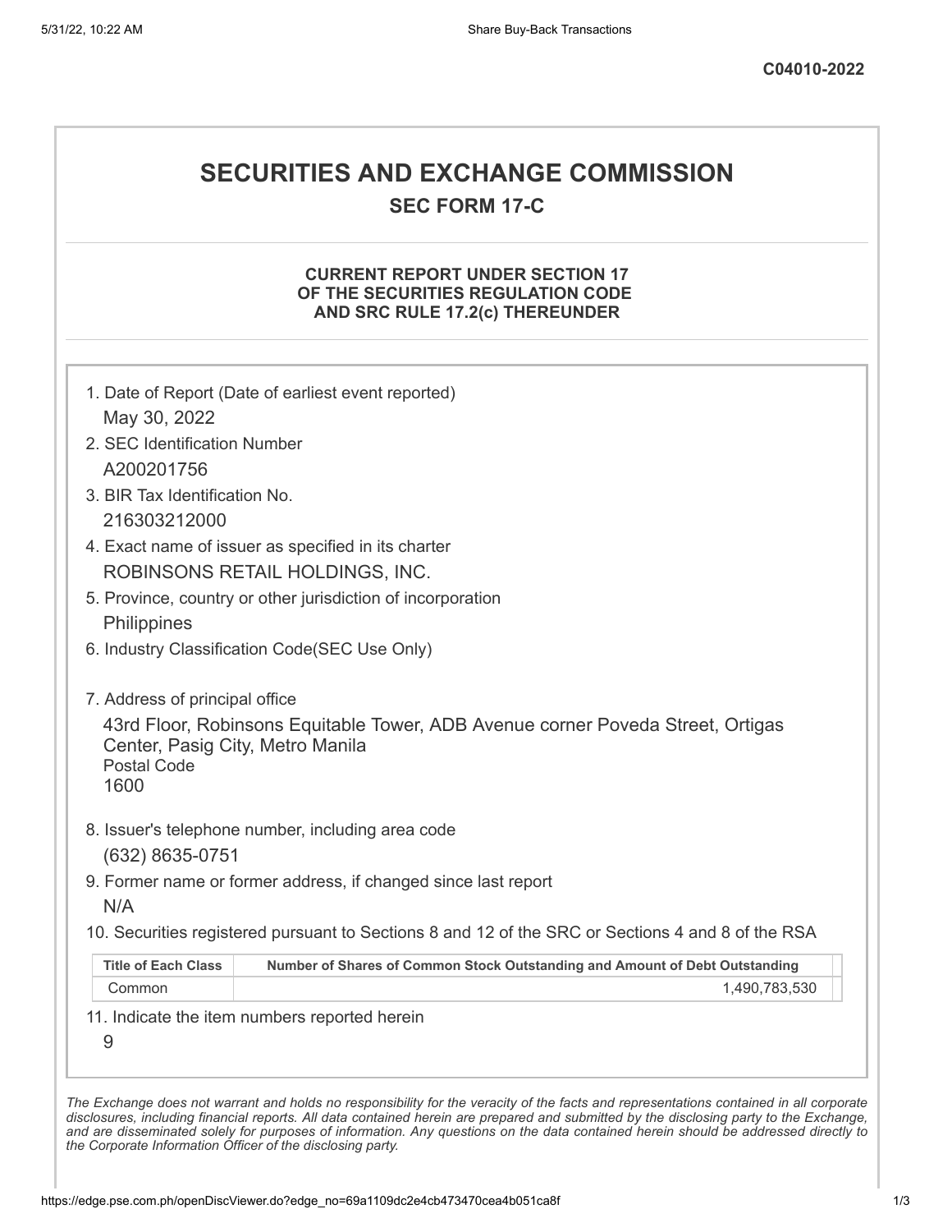C04010-2022

# SECURITIES AND EXCHANGE COMMISSION

## SEC FORM 17-C

### CURRENT REPORT UNDER SECTION 17 OF THE SECURITIES REGULATION CODE AND SRC RULE 17.2(c) THEREUNDER

1. Date of Report (Date of earliest event reported)
   May 30, 2022
2. SEC Identification Number
   A200201756
3. BIR Tax Identification No.
   216303212000
4. Exact name of issuer as specified in its charter
   ROBINSONS RETAIL HOLDINGS, INC.
5. Province, country or other jurisdiction of incorporation
   Philippines
6. Industry Classification Code(SEC Use Only)

7. Address of principal office
   43rd Floor, Robinsons Equitable Tower, ADB Avenue corner Poveda Street, Ortigas Center, Pasig City, Metro Manila
   Postal Code
   1600
8. Issuer's telephone number, including area code
   (632) 8635-0751
9. Former name or former address, if changed since last report
   N/A
10. Securities registered pursuant to Sections 8 and 12 of the SRC or Sections 4 and 8 of the RSA

| Title of Each Class | Number of Shares of Common Stock Outstanding and Amount of Debt Outstanding |
|---|---|
| Common | 1,490,783,530 |

11. Indicate the item numbers reported herein
    9

*The Exchange does not warrant and holds no responsibility for the veracity of the facts and representations contained in all corporate disclosures, including financial reports. All data contained herein are prepared and submitted by the disclosing party to the Exchange, and are disseminated solely for purposes of information. Any questions on the data contained herein should be addressed directly to the Corporate Information Officer of the disclosing party.*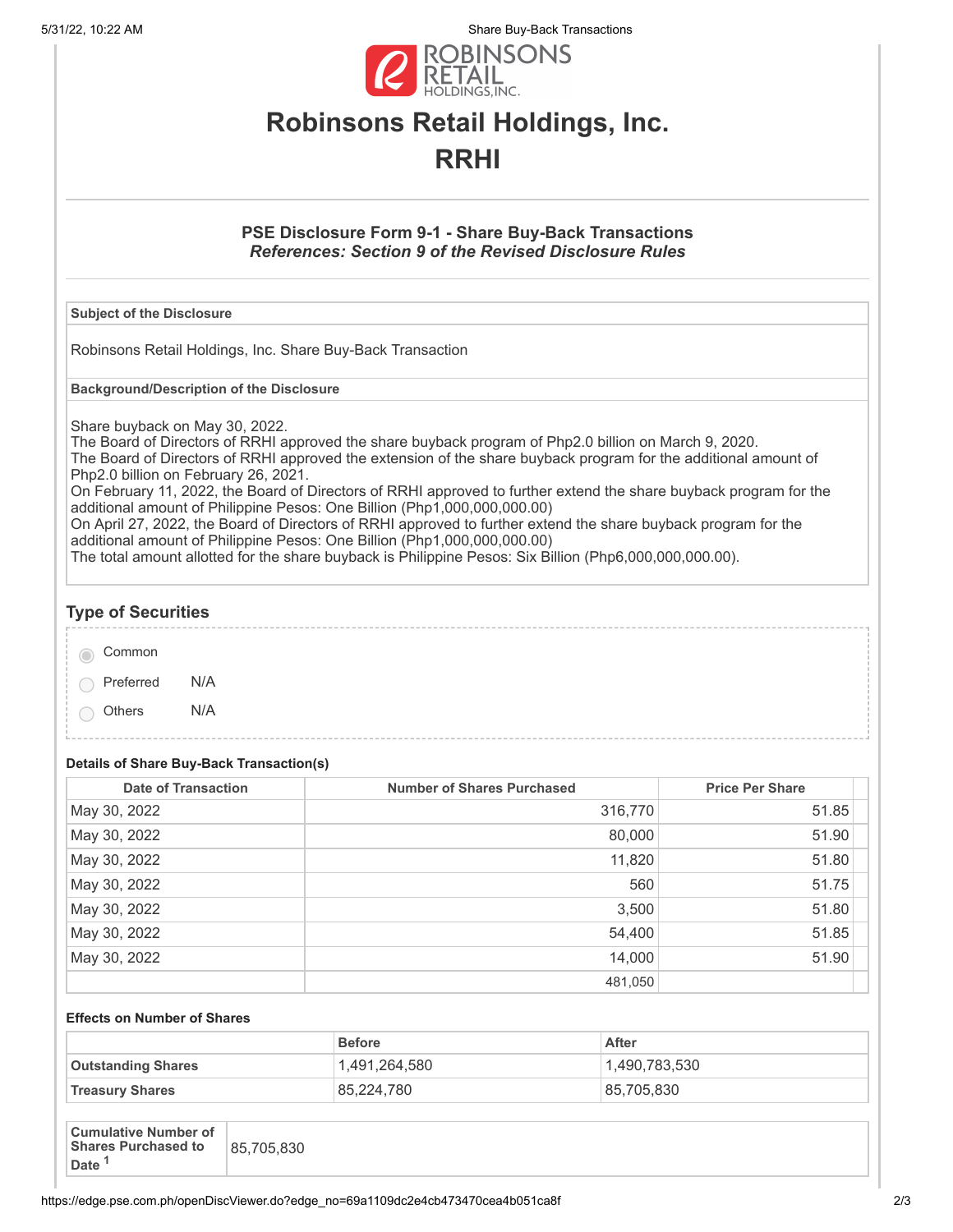# Robinsons Retail Holdings, Inc.

# RRHI

### PSE Disclosure Form 9-1 - Share Buy-Back Transactions

***References: Section 9 of the Revised Disclosure Rules***

**Subject of the Disclosure**

Robinsons Retail Holdings, Inc. Share Buy-Back Transaction

**Background/Description of the Disclosure**

Share buyback on May 30, 2022.
The Board of Directors of RRHI approved the share buyback program of Php2.0 billion on March 9, 2020.
The Board of Directors of RRHI approved the extension of the share buyback program for the additional amount of Php2.0 billion on February 26, 2021.
On February 11, 2022, the Board of Directors of RRHI approved to further extend the share buyback program for the additional amount of Philippine Pesos: One Billion (Php1,000,000,000.00)
On April 27, 2022, the Board of Directors of RRHI approved to further extend the share buyback program for the additional amount of Philippine Pesos: One Billion (Php1,000,000,000.00)
The total amount allotted for the share buyback is Philippine Pesos: Six Billion (Php6,000,000,000.00).

## Type of Securities

- (●) Common
- ( ) Preferred N/A
- ( ) Others N/A

**Details of Share Buy-Back Transaction(s)**

| Date of Transaction | Number of Shares Purchased | Price Per Share |
|---|---|---|
| May 30, 2022 | 316,770 | 51.85 |
| May 30, 2022 | 80,000 | 51.90 |
| May 30, 2022 | 11,820 | 51.80 |
| May 30, 2022 | 560 | 51.75 |
| May 30, 2022 | 3,500 | 51.80 |
| May 30, 2022 | 54,400 | 51.85 |
| May 30, 2022 | 14,000 | 51.90 |
| | 481,050 | |

**Effects on Number of Shares**

| | Before | After |
|---|---|---|
| **Outstanding Shares** | 1,491,264,580 | 1,490,783,530 |
| **Treasury Shares** | 85,224,780 | 85,705,830 |

| | |
|---|---|
| **Cumulative Number of Shares Purchased to Date** [1] | 85,705,830 |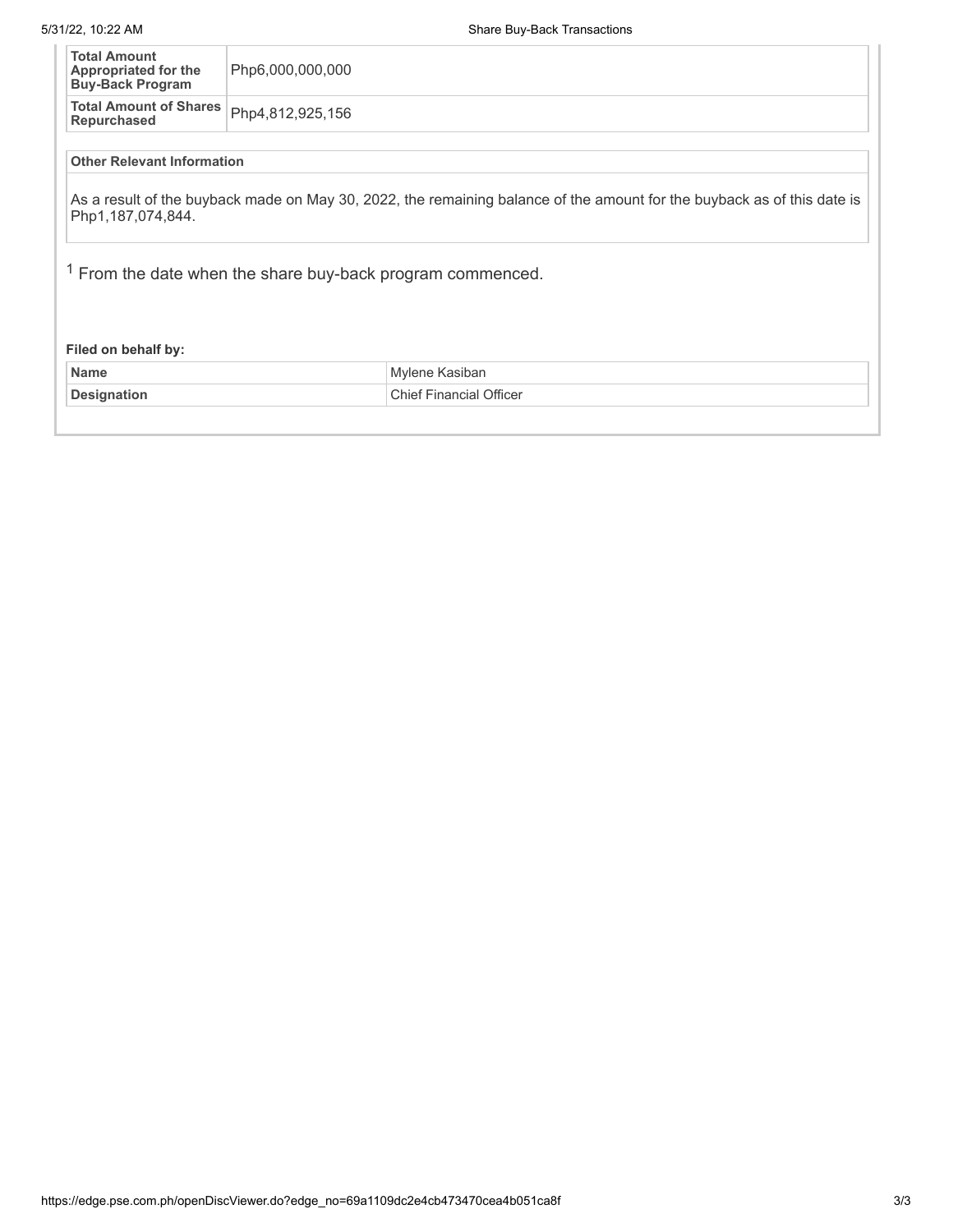| | |
|---|---|
| **Total Amount Appropriated for the Buy-Back Program** | Php6,000,000,000 |
| **Total Amount of Shares Repurchased** | Php4,812,925,156 |

| **Other Relevant Information** |
|---|
| As a result of the buyback made on May 30, 2022, the remaining balance of the amount for the buyback as of this date is Php1,187,074,844. |

[1] From the date when the share buy-back program commenced.

**Filed on behalf by:**

| | |
|---|---|
| **Name** | Mylene Kasiban |
| **Designation** | Chief Financial Officer |